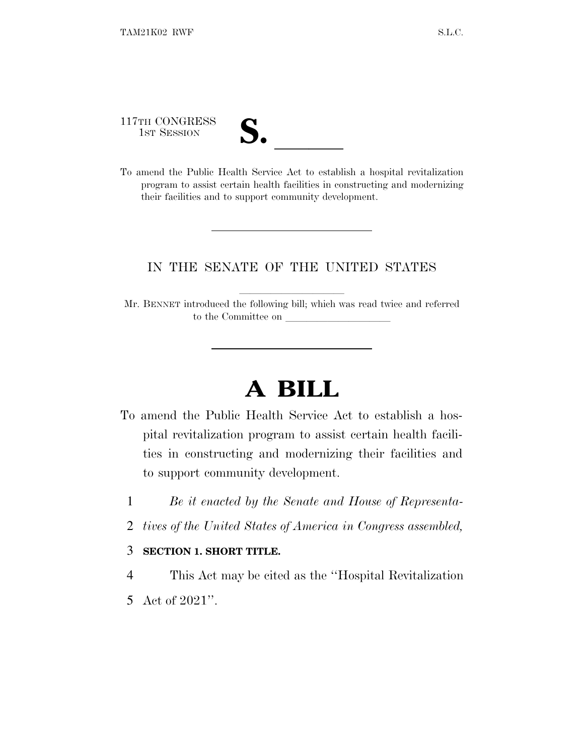117TH CONGRESS
1ST SESSION

**S. \_\_\_\_\_\_**

To amend the Public Health Service Act to establish a hospital revitalization program to assist certain health facilities in constructing and modernizing their facilities and to support community development.

---

IN THE SENATE OF THE UNITED STATES

Mr. BENNET introduced the following bill; which was read twice and referred to the Committee on \_\_\_\_\_\_\_\_\_\_\_\_\_\_\_\_\_\_\_\_

---

# A BILL

To amend the Public Health Service Act to establish a hospital revitalization program to assist certain health facilities in constructing and modernizing their facilities and to support community development.

1 *Be it enacted by the Senate and House of Representa-*
2 *tives of the United States of America in Congress assembled,*

3 **SECTION 1. SHORT TITLE.**

4 This Act may be cited as the ''Hospital Revitalization
5 Act of 2021''.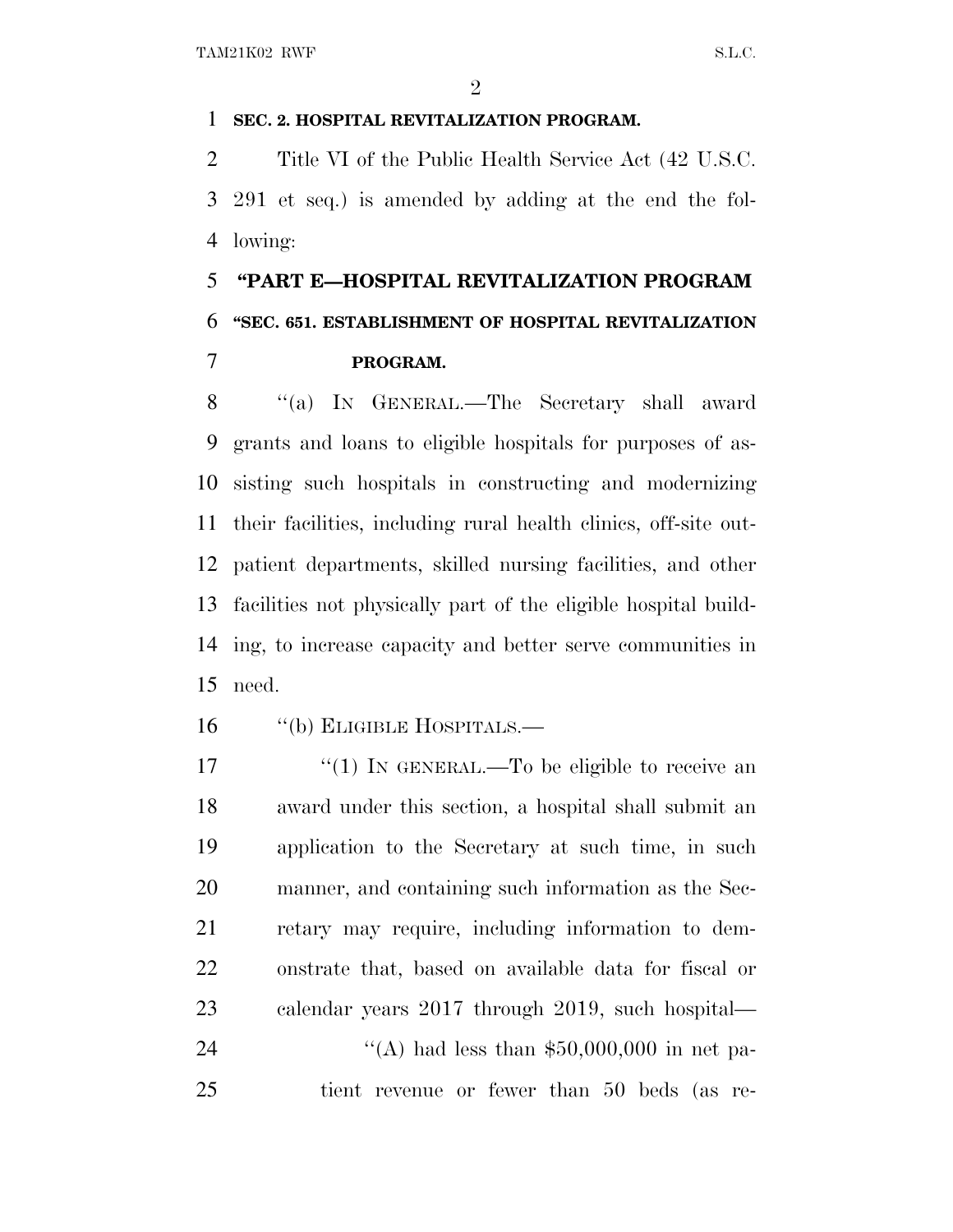**SEC. 2. HOSPITAL REVITALIZATION PROGRAM.**

Title VI of the Public Health Service Act (42 U.S.C. 291 et seq.) is amended by adding at the end the following:

## "PART E—HOSPITAL REVITALIZATION PROGRAM

### "SEC. 651. ESTABLISHMENT OF HOSPITAL REVITALIZATION PROGRAM.

"(a) IN GENERAL.—The Secretary shall award grants and loans to eligible hospitals for purposes of assisting such hospitals in constructing and modernizing their facilities, including rural health clinics, off-site outpatient departments, skilled nursing facilities, and other facilities not physically part of the eligible hospital building, to increase capacity and better serve communities in need.

"(b) ELIGIBLE HOSPITALS.—

"(1) IN GENERAL.—To be eligible to receive an award under this section, a hospital shall submit an application to the Secretary at such time, in such manner, and containing such information as the Secretary may require, including information to demonstrate that, based on available data for fiscal or calendar years 2017 through 2019, such hospital—

"(A) had less than $50,000,000 in net patient revenue or fewer than 50 beds (as re-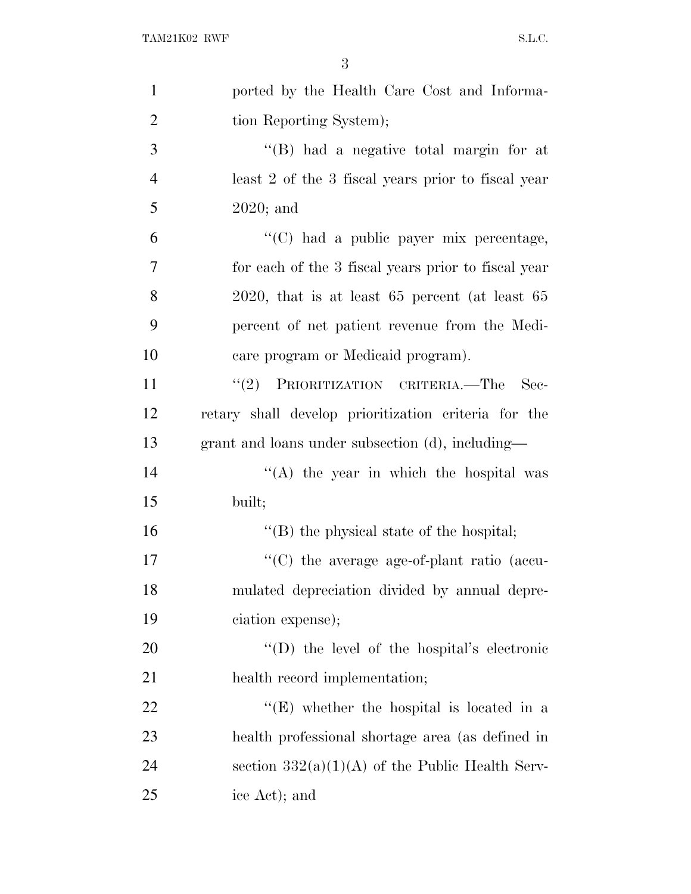ported by the Health Care Cost and Information Reporting System);

"(B) had a negative total margin for at least 2 of the 3 fiscal years prior to fiscal year 2020; and

"(C) had a public payer mix percentage, for each of the 3 fiscal years prior to fiscal year 2020, that is at least 65 percent (at least 65 percent of net patient revenue from the Medicare program or Medicaid program).

"(2) PRIORITIZATION CRITERIA.—The Secretary shall develop prioritization criteria for the grant and loans under subsection (d), including—

"(A) the year in which the hospital was built;

"(B) the physical state of the hospital;

"(C) the average age-of-plant ratio (accumulated depreciation divided by annual depreciation expense);

"(D) the level of the hospital's electronic health record implementation;

"(E) whether the hospital is located in a health professional shortage area (as defined in section 332(a)(1)(A) of the Public Health Service Act); and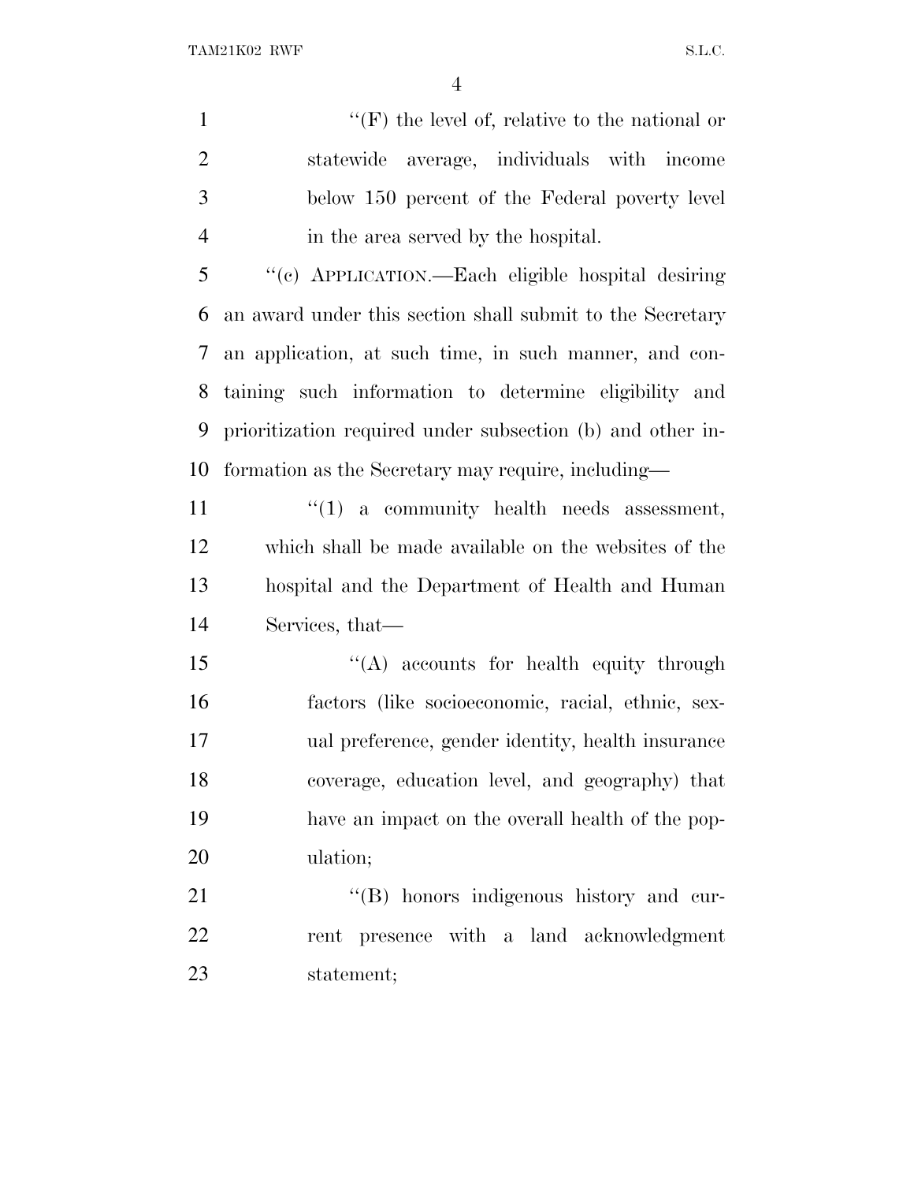''(F) the level of, relative to the national or statewide average, individuals with income below 150 percent of the Federal poverty level in the area served by the hospital.

''(c) APPLICATION.—Each eligible hospital desiring an award under this section shall submit to the Secretary an application, at such time, in such manner, and containing such information to determine eligibility and prioritization required under subsection (b) and other information as the Secretary may require, including—

''(1) a community health needs assessment, which shall be made available on the websites of the hospital and the Department of Health and Human Services, that—

''(A) accounts for health equity through factors (like socioeconomic, racial, ethnic, sexual preference, gender identity, health insurance coverage, education level, and geography) that have an impact on the overall health of the population;

''(B) honors indigenous history and current presence with a land acknowledgment statement;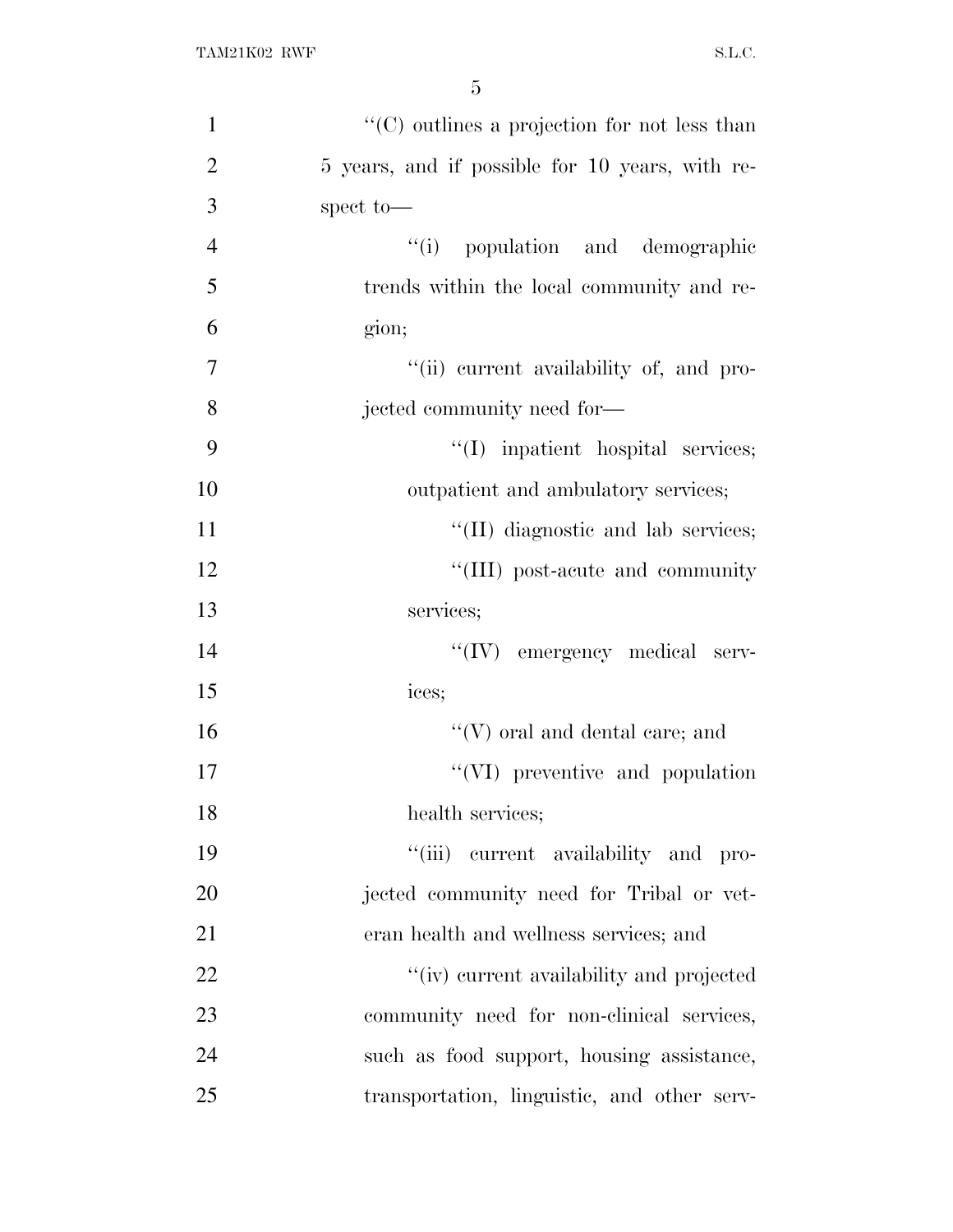''(C) outlines a projection for not less than 5 years, and if possible for 10 years, with respect to—

''(i) population and demographic trends within the local community and region;

''(ii) current availability of, and projected community need for—

''(I) inpatient hospital services; outpatient and ambulatory services;

''(II) diagnostic and lab services;

''(III) post-acute and community services;

''(IV) emergency medical services;

''(V) oral and dental care; and

''(VI) preventive and population health services;

''(iii) current availability and projected community need for Tribal or veteran health and wellness services; and

''(iv) current availability and projected community need for non-clinical services, such as food support, housing assistance, transportation, linguistic, and other serv-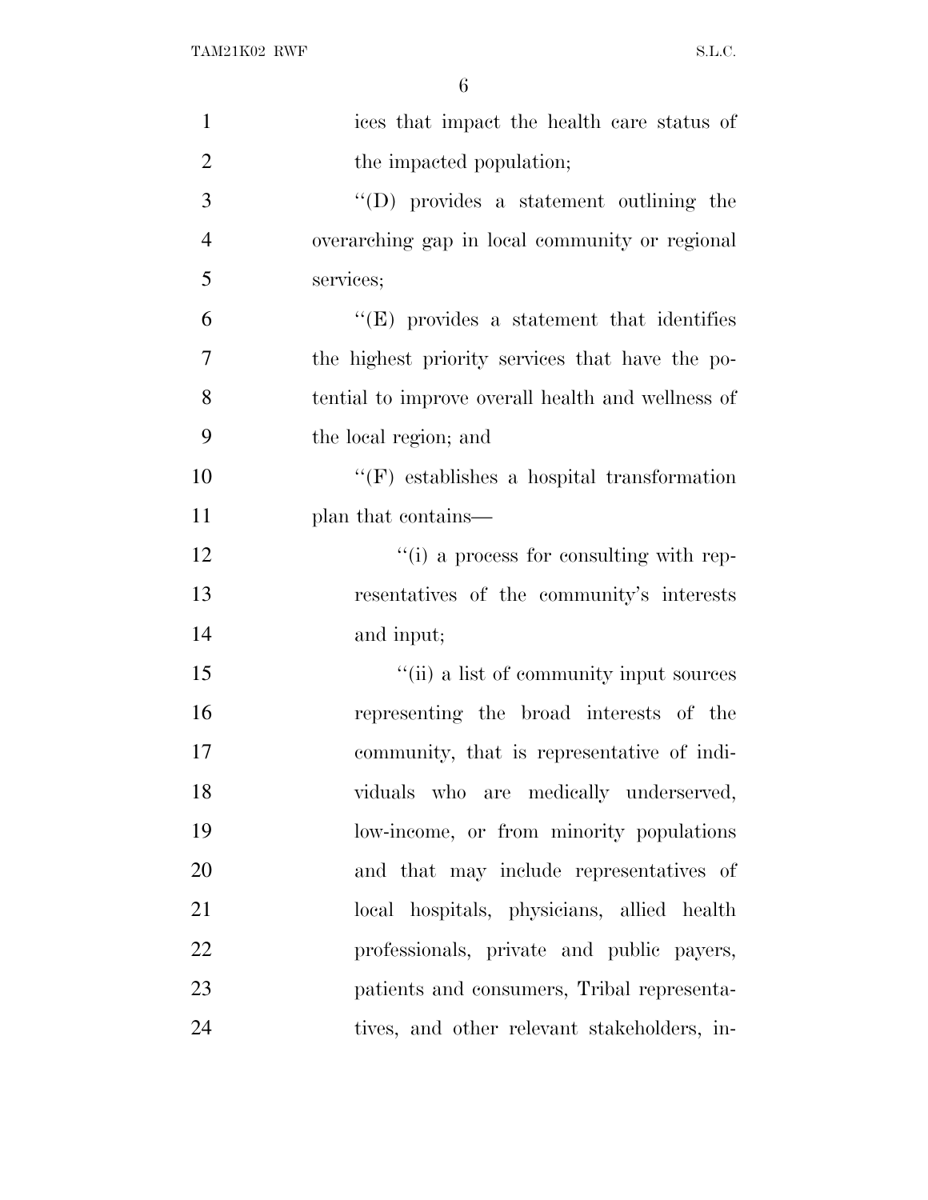ices that impact the health care status of the impacted population;

''(D) provides a statement outlining the overarching gap in local community or regional services;

''(E) provides a statement that identifies the highest priority services that have the potential to improve overall health and wellness of the local region; and

''(F) establishes a hospital transformation plan that contains—

''(i) a process for consulting with representatives of the community's interests and input;

''(ii) a list of community input sources representing the broad interests of the community, that is representative of individuals who are medically underserved, low-income, or from minority populations and that may include representatives of local hospitals, physicians, allied health professionals, private and public payers, patients and consumers, Tribal representatives, and other relevant stakeholders, in-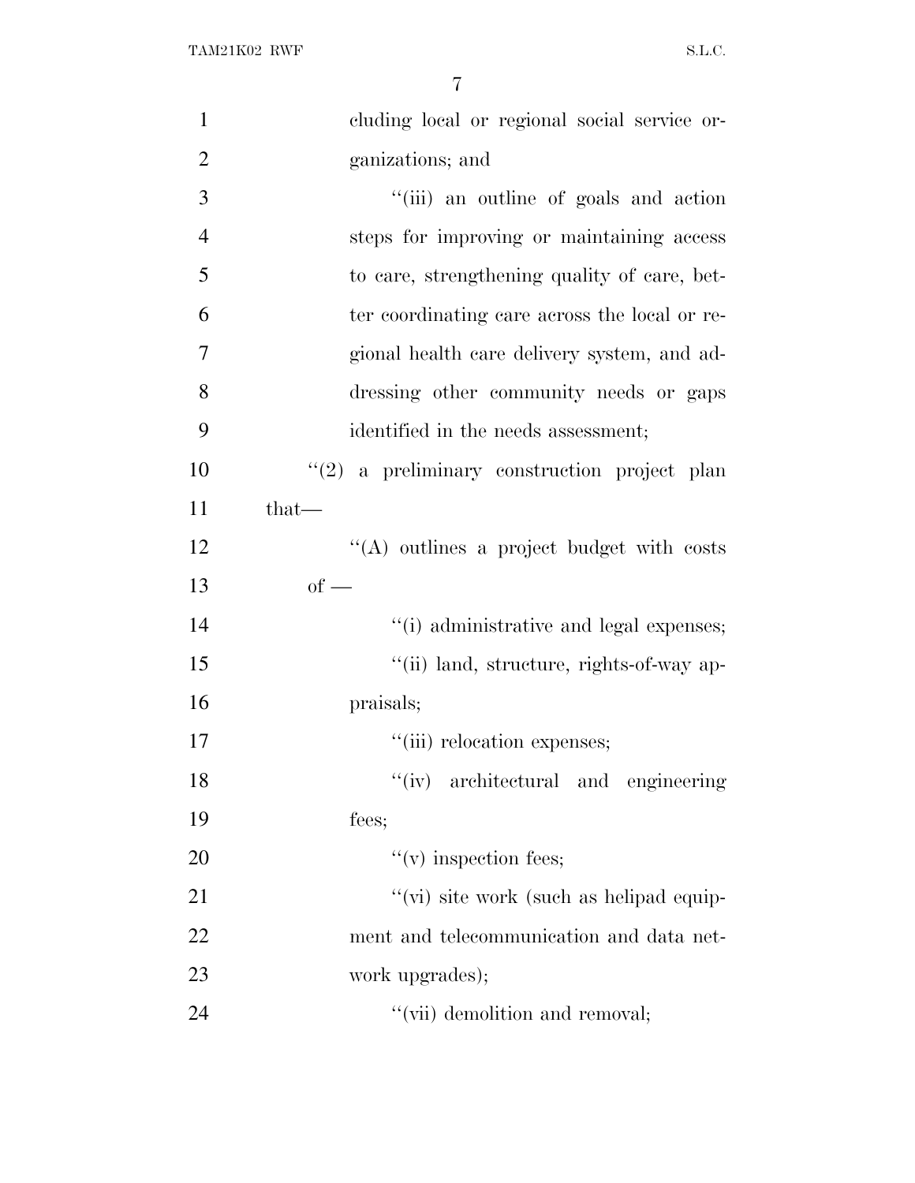cluding local or regional social service organizations; and

"(iii) an outline of goals and action steps for improving or maintaining access to care, strengthening quality of care, better coordinating care across the local or regional health care delivery system, and addressing other community needs or gaps identified in the needs assessment;

"(2) a preliminary construction project plan that—

"(A) outlines a project budget with costs of —

"(i) administrative and legal expenses;

"(ii) land, structure, rights-of-way appraisals;

"(iii) relocation expenses;

"(iv) architectural and engineering fees;

"(v) inspection fees;

"(vi) site work (such as helipad equipment and telecommunication and data network upgrades);

"(vii) demolition and removal;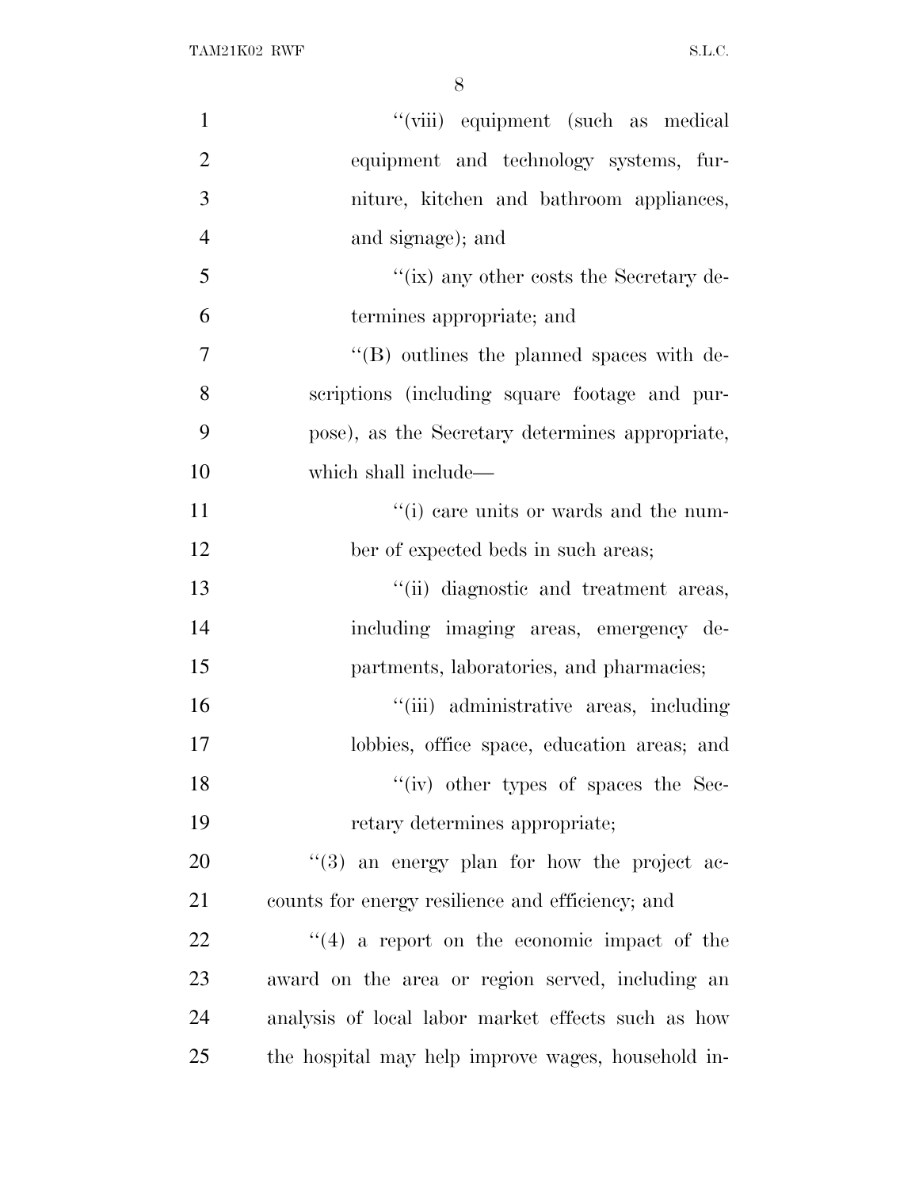''(viii) equipment (such as medical equipment and technology systems, furniture, kitchen and bathroom appliances, and signage); and

''(ix) any other costs the Secretary determines appropriate; and

''(B) outlines the planned spaces with descriptions (including square footage and purpose), as the Secretary determines appropriate, which shall include—

''(i) care units or wards and the number of expected beds in such areas;

''(ii) diagnostic and treatment areas, including imaging areas, emergency departments, laboratories, and pharmacies;

''(iii) administrative areas, including lobbies, office space, education areas; and

''(iv) other types of spaces the Secretary determines appropriate;

''(3) an energy plan for how the project accounts for energy resilience and efficiency; and

''(4) a report on the economic impact of the award on the area or region served, including an analysis of local labor market effects such as how the hospital may help improve wages, household in-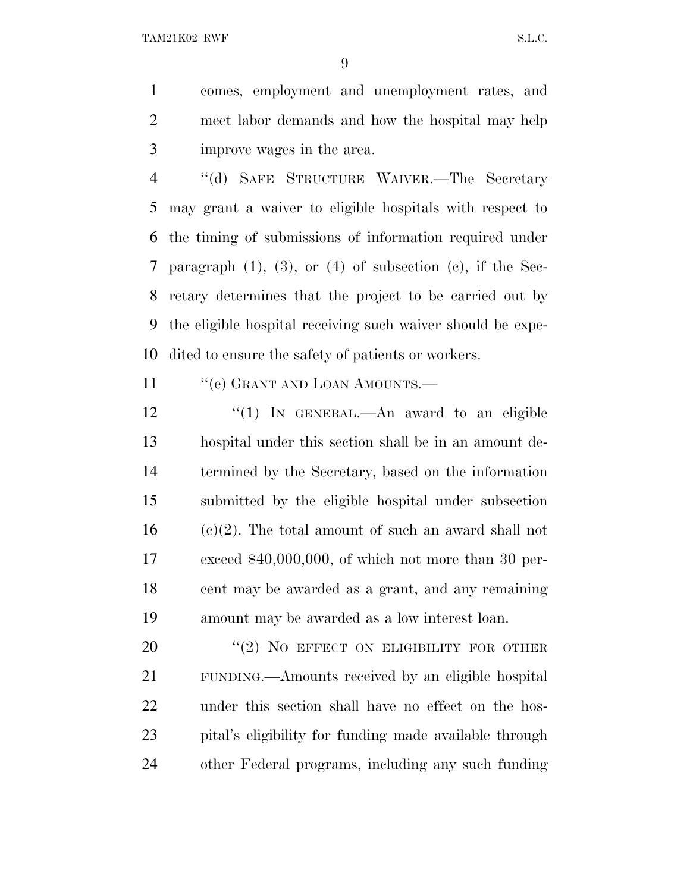comes, employment and unemployment rates, and meet labor demands and how the hospital may help improve wages in the area.

"(d) SAFE STRUCTURE WAIVER.—The Secretary may grant a waiver to eligible hospitals with respect to the timing of submissions of information required under paragraph (1), (3), or (4) of subsection (c), if the Secretary determines that the project to be carried out by the eligible hospital receiving such waiver should be expedited to ensure the safety of patients or workers.

"(e) GRANT AND LOAN AMOUNTS.—

"(1) IN GENERAL.—An award to an eligible hospital under this section shall be in an amount determined by the Secretary, based on the information submitted by the eligible hospital under subsection (c)(2). The total amount of such an award shall not exceed $40,000,000, of which not more than 30 percent may be awarded as a grant, and any remaining amount may be awarded as a low interest loan.

"(2) NO EFFECT ON ELIGIBILITY FOR OTHER FUNDING.—Amounts received by an eligible hospital under this section shall have no effect on the hospital's eligibility for funding made available through other Federal programs, including any such funding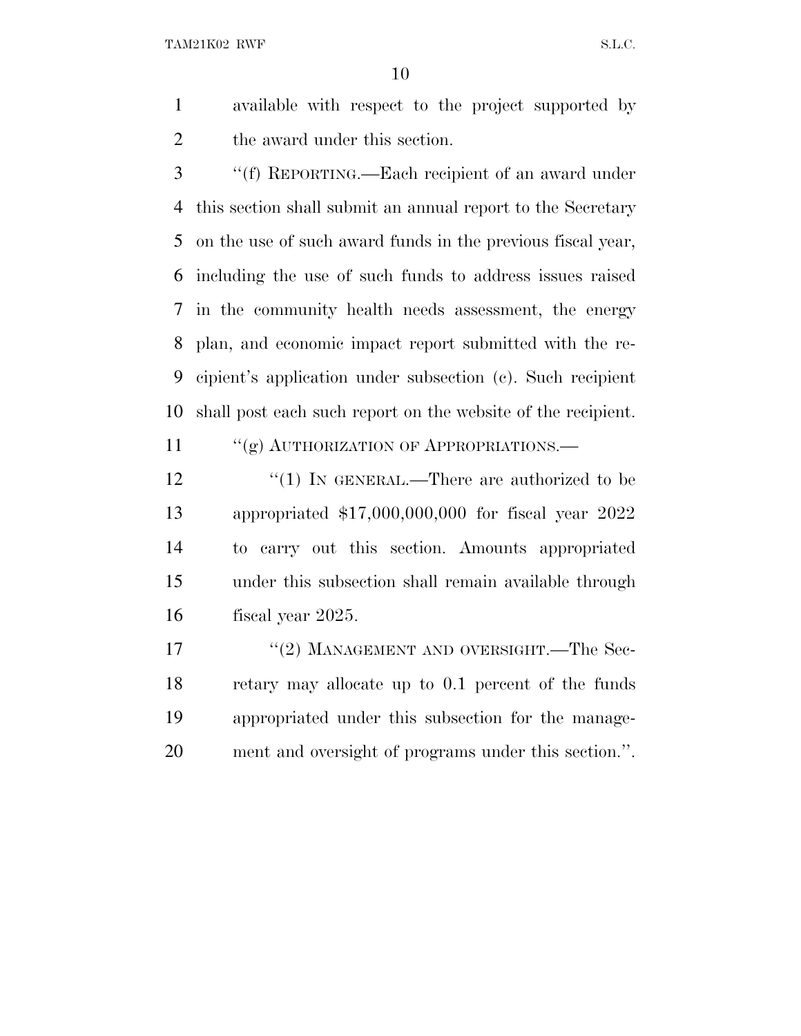available with respect to the project supported by the award under this section.

"(f) REPORTING.—Each recipient of an award under this section shall submit an annual report to the Secretary on the use of such award funds in the previous fiscal year, including the use of such funds to address issues raised in the community health needs assessment, the energy plan, and economic impact report submitted with the recipient's application under subsection (c). Such recipient shall post each such report on the website of the recipient.

"(g) AUTHORIZATION OF APPROPRIATIONS.—

"(1) IN GENERAL.—There are authorized to be appropriated $17,000,000,000 for fiscal year 2022 to carry out this section. Amounts appropriated under this subsection shall remain available through fiscal year 2025.

"(2) MANAGEMENT AND OVERSIGHT.—The Secretary may allocate up to 0.1 percent of the funds appropriated under this subsection for the management and oversight of programs under this section.".